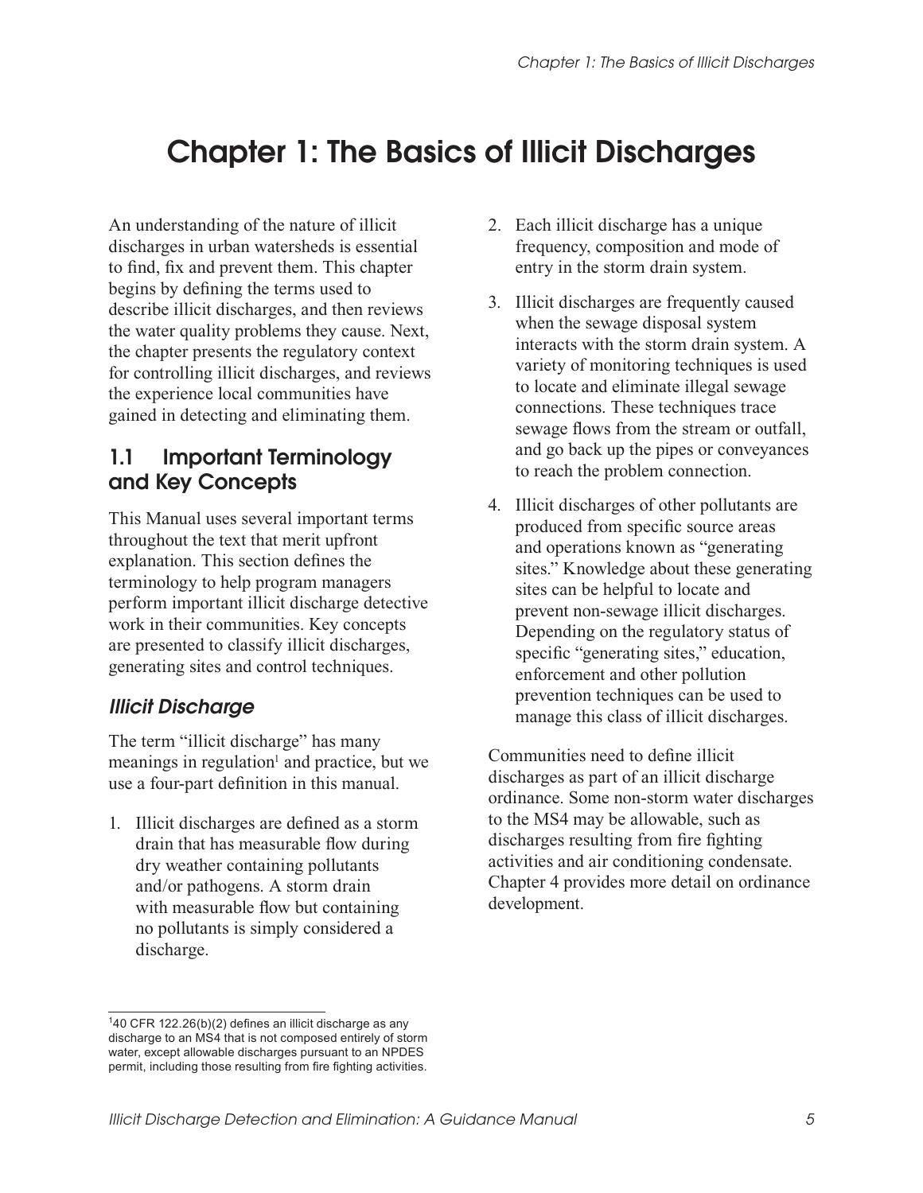# Chapter 1: The Basics of Illicit Discharges

An understanding of the nature of illicit discharges in urban watersheds is essential to find, fix and prevent them. This chapter begins by defining the terms used to describe illicit discharges, and then reviews the water quality problems they cause. Next, the chapter presents the regulatory context for controlling illicit discharges, and reviews the experience local communities have gained in detecting and eliminating them.

## 1.1 Important Terminology and Key Concepts

This Manual uses several important terms throughout the text that merit upfront explanation. This section defines the terminology to help program managers perform important illicit discharge detective work in their communities. Key concepts are presented to classify illicit discharges, generating sites and control techniques.

### *Illicit Discharge*

The term "illicit discharge" has many meanings in regulation[1] and practice, but we use a four-part definition in this manual.

1. Illicit discharges are defined as a storm drain that has measurable flow during dry weather containing pollutants and/or pathogens. A storm drain with measurable flow but containing no pollutants is simply considered a discharge.
2. Each illicit discharge has a unique frequency, composition and mode of entry in the storm drain system.
3. Illicit discharges are frequently caused when the sewage disposal system interacts with the storm drain system. A variety of monitoring techniques is used to locate and eliminate illegal sewage connections. These techniques trace sewage flows from the stream or outfall, and go back up the pipes or conveyances to reach the problem connection.
4. Illicit discharges of other pollutants are produced from specific source areas and operations known as "generating sites." Knowledge about these generating sites can be helpful to locate and prevent non-sewage illicit discharges. Depending on the regulatory status of specific "generating sites," education, enforcement and other pollution prevention techniques can be used to manage this class of illicit discharges.

Communities need to define illicit discharges as part of an illicit discharge ordinance. Some non-storm water discharges to the MS4 may be allowable, such as discharges resulting from fire fighting activities and air conditioning condensate. Chapter 4 provides more detail on ordinance development.

[1] 40 CFR 122.26(b)(2) defines an illicit discharge as any discharge to an MS4 that is not composed entirely of storm water, except allowable discharges pursuant to an NPDES permit, including those resulting from fire fighting activities.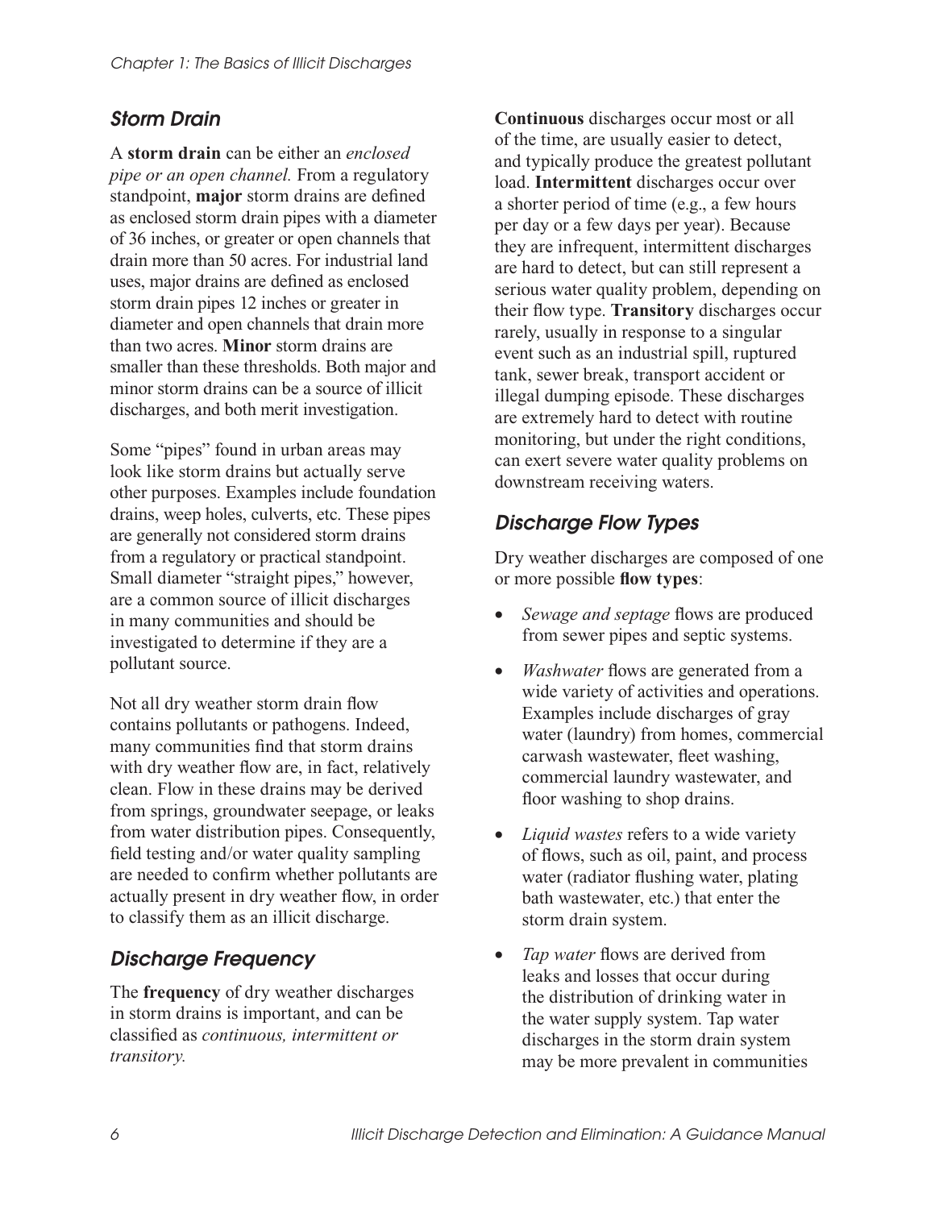### *Storm Drain*

A **storm drain** can be either an *enclosed pipe or an open channel.* From a regulatory standpoint, **major** storm drains are defined as enclosed storm drain pipes with a diameter of 36 inches, or greater or open channels that drain more than 50 acres. For industrial land uses, major drains are defined as enclosed storm drain pipes 12 inches or greater in diameter and open channels that drain more than two acres. **Minor** storm drains are smaller than these thresholds. Both major and minor storm drains can be a source of illicit discharges, and both merit investigation.

Some "pipes" found in urban areas may look like storm drains but actually serve other purposes. Examples include foundation drains, weep holes, culverts, etc. These pipes are generally not considered storm drains from a regulatory or practical standpoint. Small diameter "straight pipes," however, are a common source of illicit discharges in many communities and should be investigated to determine if they are a pollutant source.

Not all dry weather storm drain flow contains pollutants or pathogens. Indeed, many communities find that storm drains with dry weather flow are, in fact, relatively clean. Flow in these drains may be derived from springs, groundwater seepage, or leaks from water distribution pipes. Consequently, field testing and/or water quality sampling are needed to confirm whether pollutants are actually present in dry weather flow, in order to classify them as an illicit discharge.

### *Discharge Frequency*

The **frequency** of dry weather discharges in storm drains is important, and can be classified as *continuous, intermittent or transitory.*

**Continuous** discharges occur most or all of the time, are usually easier to detect, and typically produce the greatest pollutant load. **Intermittent** discharges occur over a shorter period of time (e.g., a few hours per day or a few days per year). Because they are infrequent, intermittent discharges are hard to detect, but can still represent a serious water quality problem, depending on their flow type. **Transitory** discharges occur rarely, usually in response to a singular event such as an industrial spill, ruptured tank, sewer break, transport accident or illegal dumping episode. These discharges are extremely hard to detect with routine monitoring, but under the right conditions, can exert severe water quality problems on downstream receiving waters.

### *Discharge Flow Types*

Dry weather discharges are composed of one or more possible **flow types**:

- *Sewage and septage* flows are produced from sewer pipes and septic systems.
- *Washwater* flows are generated from a wide variety of activities and operations. Examples include discharges of gray water (laundry) from homes, commercial carwash wastewater, fleet washing, commercial laundry wastewater, and floor washing to shop drains.
- *Liquid wastes* refers to a wide variety of flows, such as oil, paint, and process water (radiator flushing water, plating bath wastewater, etc.) that enter the storm drain system.
- *Tap water* flows are derived from leaks and losses that occur during the distribution of drinking water in the water supply system. Tap water discharges in the storm drain system may be more prevalent in communities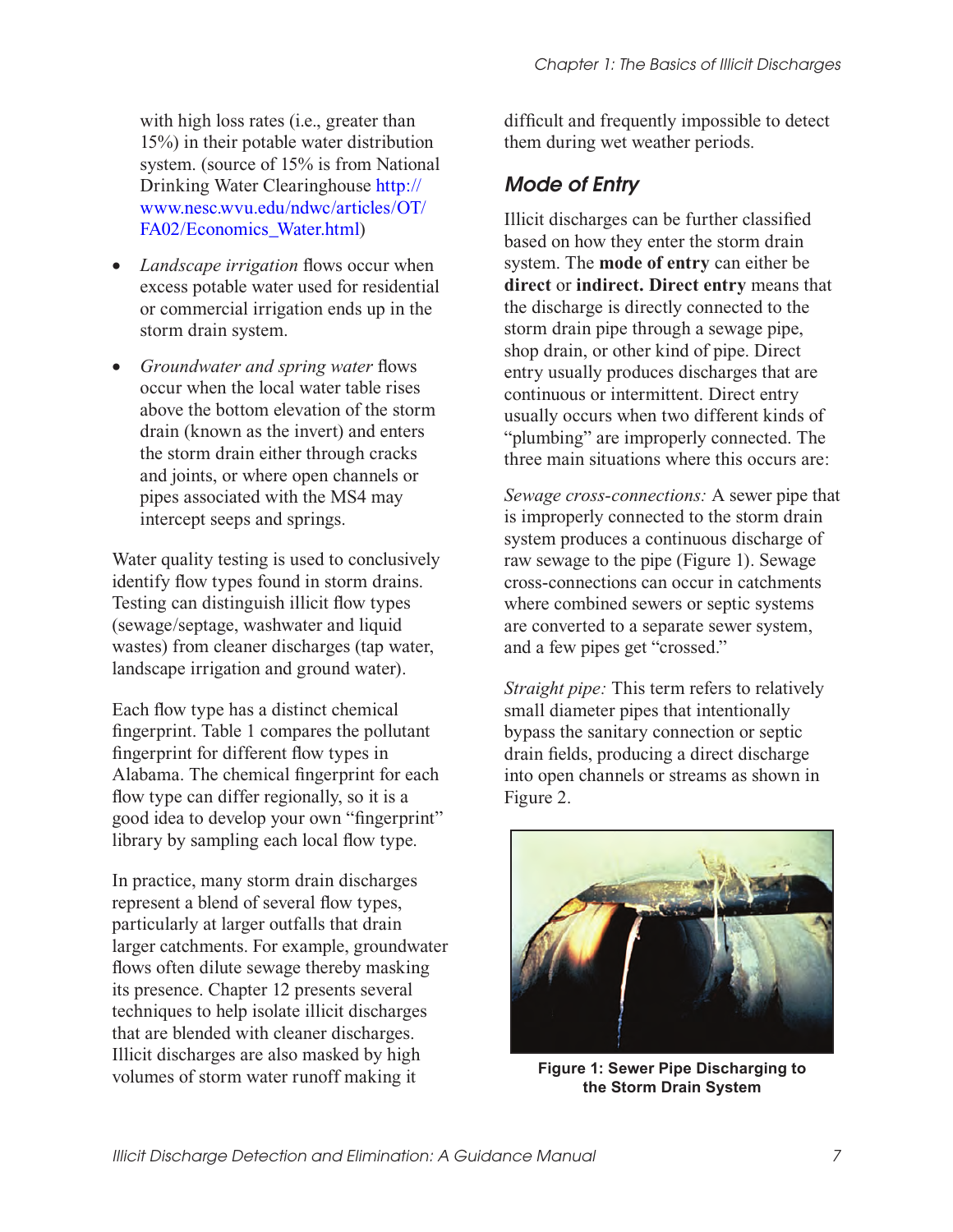with high loss rates (i.e., greater than 15%) in their potable water distribution system. (source of 15% is from National Drinking Water Clearinghouse http://www.nesc.wvu.edu/ndwc/articles/OT/FA02/Economics_Water.html)

- *Landscape irrigation* flows occur when excess potable water used for residential or commercial irrigation ends up in the storm drain system.
- *Groundwater and spring water* flows occur when the local water table rises above the bottom elevation of the storm drain (known as the invert) and enters the storm drain either through cracks and joints, or where open channels or pipes associated with the MS4 may intercept seeps and springs.

Water quality testing is used to conclusively identify flow types found in storm drains. Testing can distinguish illicit flow types (sewage/septage, washwater and liquid wastes) from cleaner discharges (tap water, landscape irrigation and ground water).

Each flow type has a distinct chemical fingerprint. Table 1 compares the pollutant fingerprint for different flow types in Alabama. The chemical fingerprint for each flow type can differ regionally, so it is a good idea to develop your own "fingerprint" library by sampling each local flow type.

In practice, many storm drain discharges represent a blend of several flow types, particularly at larger outfalls that drain larger catchments. For example, groundwater flows often dilute sewage thereby masking its presence. Chapter 12 presents several techniques to help isolate illicit discharges that are blended with cleaner discharges. Illicit discharges are also masked by high volumes of storm water runoff making it difficult and frequently impossible to detect them during wet weather periods.

## *Mode of Entry*

Illicit discharges can be further classified based on how they enter the storm drain system. The **mode of entry** can either be **direct** or **indirect. Direct entry** means that the discharge is directly connected to the storm drain pipe through a sewage pipe, shop drain, or other kind of pipe. Direct entry usually produces discharges that are continuous or intermittent. Direct entry usually occurs when two different kinds of "plumbing" are improperly connected. The three main situations where this occurs are:

*Sewage cross-connections:* A sewer pipe that is improperly connected to the storm drain system produces a continuous discharge of raw sewage to the pipe (Figure 1). Sewage cross-connections can occur in catchments where combined sewers or septic systems are converted to a separate sewer system, and a few pipes get "crossed."

*Straight pipe:* This term refers to relatively small diameter pipes that intentionally bypass the sanitary connection or septic drain fields, producing a direct discharge into open channels or streams as shown in Figure 2.

**Figure 1: Sewer Pipe Discharging to the Storm Drain System**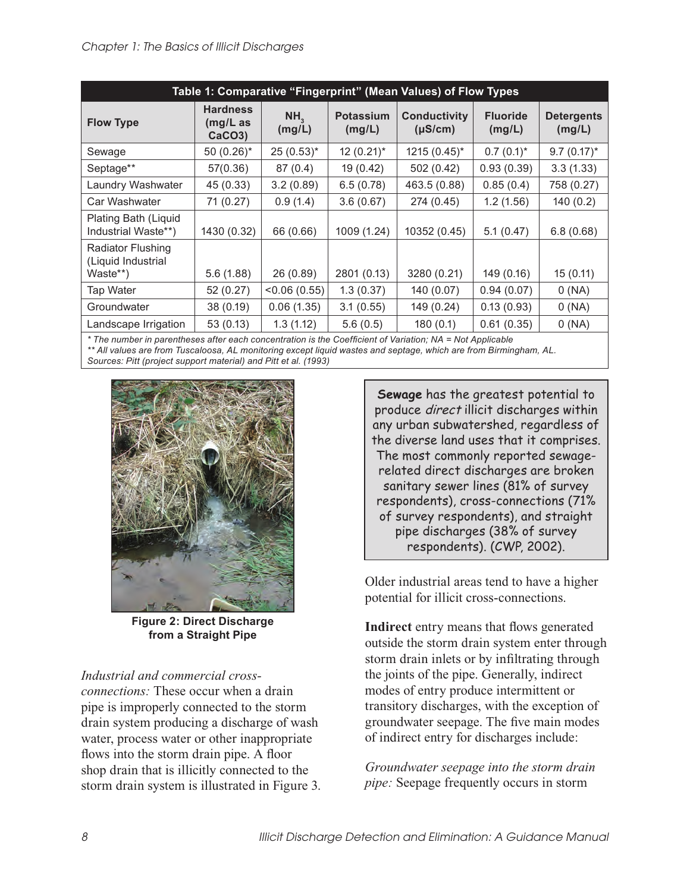| Table 1: Comparative "Fingerprint" (Mean Values) of Flow Types | | | | | | |
|---|---|---|---|---|---|---|
| **Flow Type** | **Hardness (mg/L as $CaCO_3$)** | **$NH_3$ (mg/L)** | **Potassium (mg/L)** | **Conductivity (μS/cm)** | **Fluoride (mg/L)** | **Detergents (mg/L)** |
| Sewage | 50 (0.26)* | 25 (0.53)* | 12 (0.21)* | 1215 (0.45)* | 0.7 (0.1)* | 9.7 (0.17)* |
| Septage** | 57(0.36) | 87 (0.4) | 19 (0.42) | 502 (0.42) | 0.93 (0.39) | 3.3 (1.33) |
| Laundry Washwater | 45 (0.33) | 3.2 (0.89) | 6.5 (0.78) | 463.5 (0.88) | 0.85 (0.4) | 758 (0.27) |
| Car Washwater | 71 (0.27) | 0.9 (1.4) | 3.6 (0.67) | 274 (0.45) | 1.2 (1.56) | 140 (0.2) |
| Plating Bath (Liquid Industrial Waste**) | 1430 (0.32) | 66 (0.66) | 1009 (1.24) | 10352 (0.45) | 5.1 (0.47) | 6.8 (0.68) |
| Radiator Flushing (Liquid Industrial Waste**) | 5.6 (1.88) | 26 (0.89) | 2801 (0.13) | 3280 (0.21) | 149 (0.16) | 15 (0.11) |
| Tap Water | 52 (0.27) | <0.06 (0.55) | 1.3 (0.37) | 140 (0.07) | 0.94 (0.07) | 0 (NA) |
| Groundwater | 38 (0.19) | 0.06 (1.35) | 3.1 (0.55) | 149 (0.24) | 0.13 (0.93) | 0 (NA) |
| Landscape Irrigation | 53 (0.13) | 1.3 (1.12) | 5.6 (0.5) | 180 (0.1) | 0.61 (0.35) | 0 (NA) |

*\* The number in parentheses after each concentration is the Coefficient of Variation; NA = Not Applicable*
*\*\* All values are from Tuscaloosa, AL monitoring except liquid wastes and septage, which are from Birmingham, AL.*
*Sources: Pitt (project support material) and Pitt et al. (1993)*

**Figure 2: Direct Discharge from a Straight Pipe**

*Industrial and commercial cross-connections:* These occur when a drain pipe is improperly connected to the storm drain system producing a discharge of wash water, process water or other inappropriate flows into the storm drain pipe. A floor shop drain that is illicitly connected to the storm drain system is illustrated in Figure 3.

> **Sewage** has the greatest potential to produce *direct* illicit discharges within any urban subwatershed, regardless of the diverse land uses that it comprises. The most commonly reported sewage-related direct discharges are broken sanitary sewer lines (81% of survey respondents), cross-connections (71% of survey respondents), and straight pipe discharges (38% of survey respondents). (CWP, 2002).

Older industrial areas tend to have a higher potential for illicit cross-connections.

**Indirect** entry means that flows generated outside the storm drain system enter through storm drain inlets or by infiltrating through the joints of the pipe. Generally, indirect modes of entry produce intermittent or transitory discharges, with the exception of groundwater seepage. The five main modes of indirect entry for discharges include:

*Groundwater seepage into the storm drain pipe:* Seepage frequently occurs in storm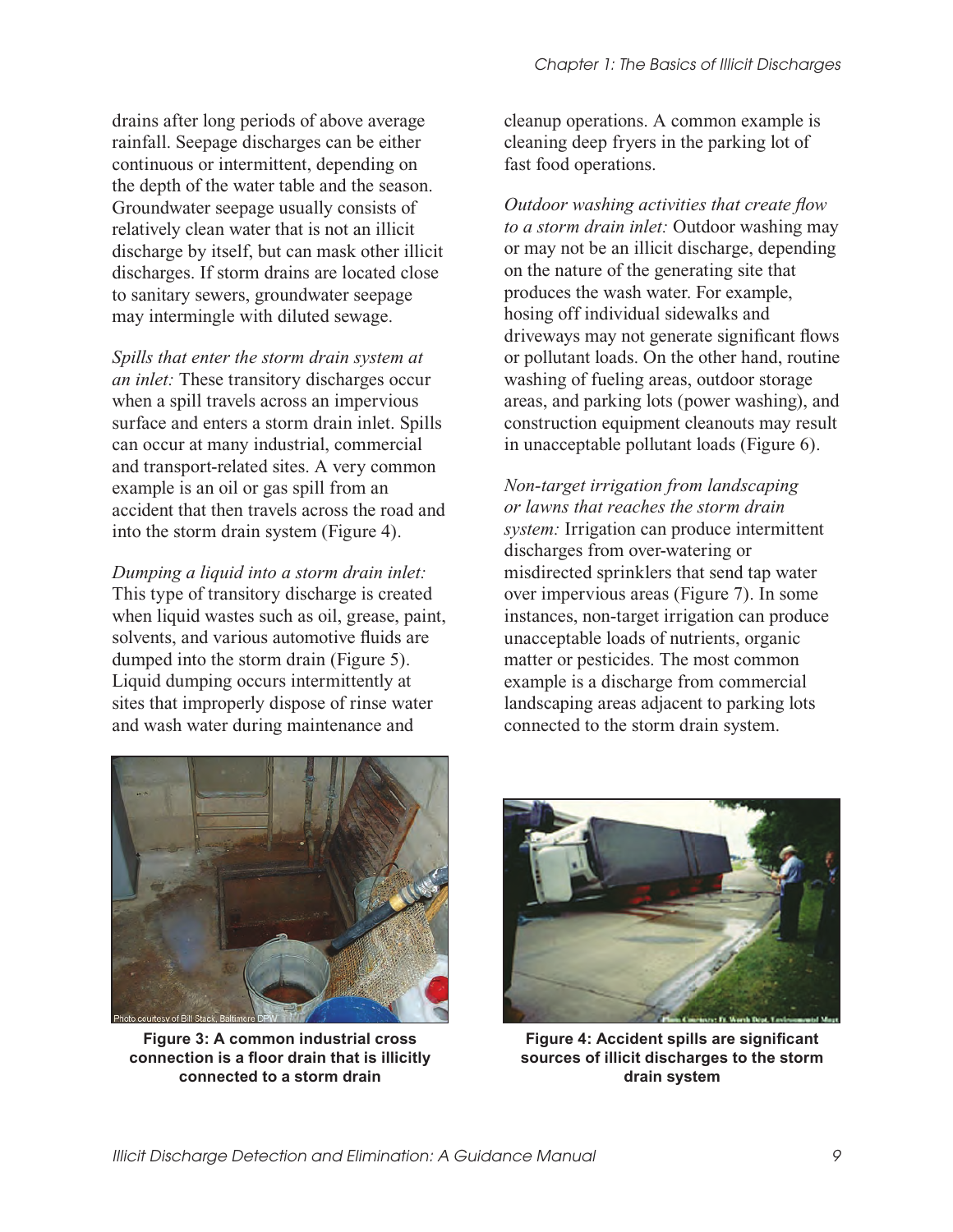drains after long periods of above average rainfall. Seepage discharges can be either continuous or intermittent, depending on the depth of the water table and the season. Groundwater seepage usually consists of relatively clean water that is not an illicit discharge by itself, but can mask other illicit discharges. If storm drains are located close to sanitary sewers, groundwater seepage may intermingle with diluted sewage.

*Spills that enter the storm drain system at an inlet:* These transitory discharges occur when a spill travels across an impervious surface and enters a storm drain inlet. Spills can occur at many industrial, commercial and transport-related sites. A very common example is an oil or gas spill from an accident that then travels across the road and into the storm drain system (Figure 4).

*Dumping a liquid into a storm drain inlet:* This type of transitory discharge is created when liquid wastes such as oil, grease, paint, solvents, and various automotive fluids are dumped into the storm drain (Figure 5). Liquid dumping occurs intermittently at sites that improperly dispose of rinse water and wash water during maintenance and cleanup operations. A common example is cleaning deep fryers in the parking lot of fast food operations.

*Outdoor washing activities that create flow to a storm drain inlet:* Outdoor washing may or may not be an illicit discharge, depending on the nature of the generating site that produces the wash water. For example, hosing off individual sidewalks and driveways may not generate significant flows or pollutant loads. On the other hand, routine washing of fueling areas, outdoor storage areas, and parking lots (power washing), and construction equipment cleanouts may result in unacceptable pollutant loads (Figure 6).

*Non-target irrigation from landscaping or lawns that reaches the storm drain system:* Irrigation can produce intermittent discharges from over-watering or misdirected sprinklers that send tap water over impervious areas (Figure 7). In some instances, non-target irrigation can produce unacceptable loads of nutrients, organic matter or pesticides. The most common example is a discharge from commercial landscaping areas adjacent to parking lots connected to the storm drain system.

Photo courtesy of Bill Stack, Baltimore DPW

**Figure 3: A common industrial cross connection is a floor drain that is illicitly connected to a storm drain**

Photo Courtesy: Ft. Worth Dept. Environmental Mgmt

**Figure 4: Accident spills are significant sources of illicit discharges to the storm drain system**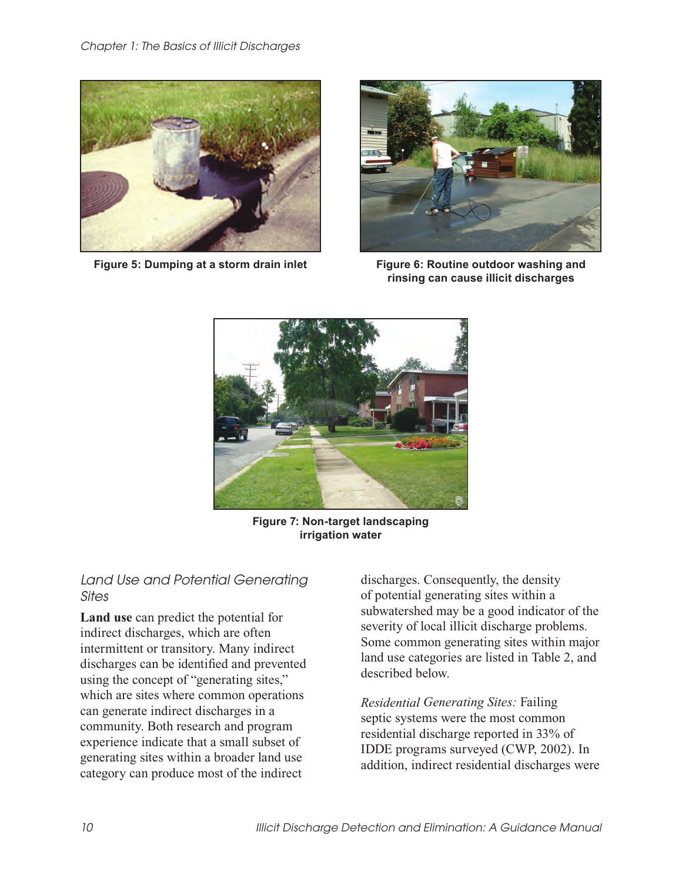Figure 5: Dumping at a storm drain inlet

Figure 6: Routine outdoor washing and rinsing can cause illicit discharges

Figure 7: Non-target landscaping irrigation water

### Land Use and Potential Generating Sites

**Land use** can predict the potential for indirect discharges, which are often intermittent or transitory. Many indirect discharges can be identified and prevented using the concept of "generating sites," which are sites where common operations can generate indirect discharges in a community. Both research and program experience indicate that a small subset of generating sites within a broader land use category can produce most of the indirect discharges. Consequently, the density of potential generating sites within a subwatershed may be a good indicator of the severity of local illicit discharge problems. Some common generating sites within major land use categories are listed in Table 2, and described below.

*Residential Generating Sites:* Failing septic systems were the most common residential discharge reported in 33% of IDDE programs surveyed (CWP, 2002). In addition, indirect residential discharges were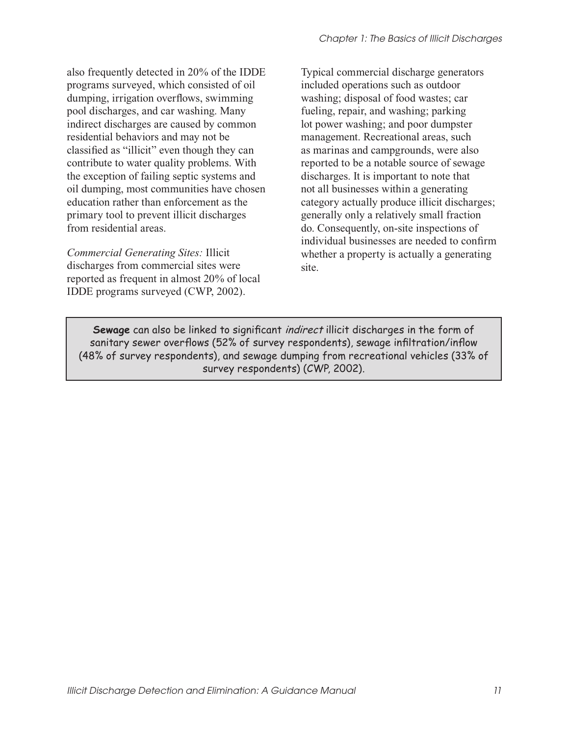also frequently detected in 20% of the IDDE programs surveyed, which consisted of oil dumping, irrigation overflows, swimming pool discharges, and car washing. Many indirect discharges are caused by common residential behaviors and may not be classified as "illicit" even though they can contribute to water quality problems. With the exception of failing septic systems and oil dumping, most communities have chosen education rather than enforcement as the primary tool to prevent illicit discharges from residential areas.

*Commercial Generating Sites:* Illicit discharges from commercial sites were reported as frequent in almost 20% of local IDDE programs surveyed (CWP, 2002). Typical commercial discharge generators included operations such as outdoor washing; disposal of food wastes; car fueling, repair, and washing; parking lot power washing; and poor dumpster management. Recreational areas, such as marinas and campgrounds, were also reported to be a notable source of sewage discharges. It is important to note that not all businesses within a generating category actually produce illicit discharges; generally only a relatively small fraction do. Consequently, on-site inspections of individual businesses are needed to confirm whether a property is actually a generating site.

**Sewage** can also be linked to significant *indirect* illicit discharges in the form of sanitary sewer overflows (52% of survey respondents), sewage infiltration/inflow (48% of survey respondents), and sewage dumping from recreational vehicles (33% of survey respondents) (CWP, 2002).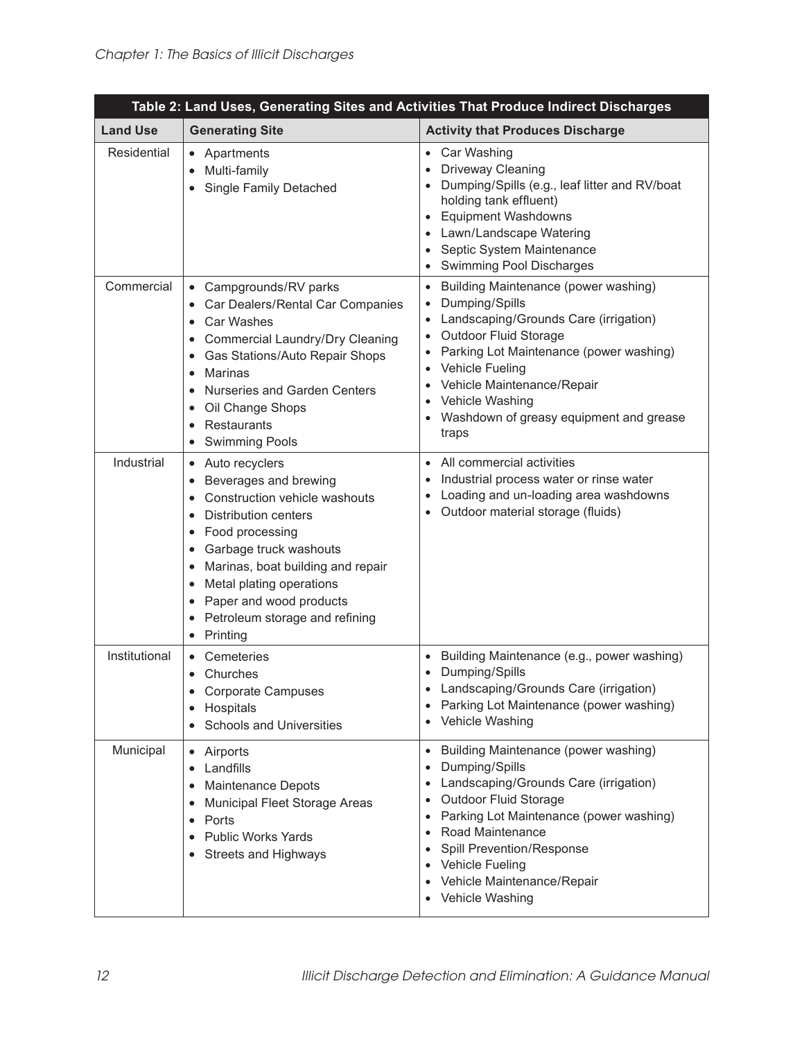**Table 2: Land Uses, Generating Sites and Activities That Produce Indirect Discharges**

| Land Use | Generating Site | Activity that Produces Discharge |
|---|---|---|
| Residential | • Apartments<br>• Multi-family<br>• Single Family Detached | • Car Washing<br>• Driveway Cleaning<br>• Dumping/Spills (e.g., leaf litter and RV/boat holding tank effluent)<br>• Equipment Washdowns<br>• Lawn/Landscape Watering<br>• Septic System Maintenance<br>• Swimming Pool Discharges |
| Commercial | • Campgrounds/RV parks<br>• Car Dealers/Rental Car Companies<br>• Car Washes<br>• Commercial Laundry/Dry Cleaning<br>• Gas Stations/Auto Repair Shops<br>• Marinas<br>• Nurseries and Garden Centers<br>• Oil Change Shops<br>• Restaurants<br>• Swimming Pools | • Building Maintenance (power washing)<br>• Dumping/Spills<br>• Landscaping/Grounds Care (irrigation)<br>• Outdoor Fluid Storage<br>• Parking Lot Maintenance (power washing)<br>• Vehicle Fueling<br>• Vehicle Maintenance/Repair<br>• Vehicle Washing<br>• Washdown of greasy equipment and grease traps |
| Industrial | • Auto recyclers<br>• Beverages and brewing<br>• Construction vehicle washouts<br>• Distribution centers<br>• Food processing<br>• Garbage truck washouts<br>• Marinas, boat building and repair<br>• Metal plating operations<br>• Paper and wood products<br>• Petroleum storage and refining<br>• Printing | • All commercial activities<br>• Industrial process water or rinse water<br>• Loading and un-loading area washdowns<br>• Outdoor material storage (fluids) |
| Institutional | • Cemeteries<br>• Churches<br>• Corporate Campuses<br>• Hospitals<br>• Schools and Universities | • Building Maintenance (e.g., power washing)<br>• Dumping/Spills<br>• Landscaping/Grounds Care (irrigation)<br>• Parking Lot Maintenance (power washing)<br>• Vehicle Washing |
| Municipal | • Airports<br>• Landfills<br>• Maintenance Depots<br>• Municipal Fleet Storage Areas<br>• Ports<br>• Public Works Yards<br>• Streets and Highways | • Building Maintenance (power washing)<br>• Dumping/Spills<br>• Landscaping/Grounds Care (irrigation)<br>• Outdoor Fluid Storage<br>• Parking Lot Maintenance (power washing)<br>• Road Maintenance<br>• Spill Prevention/Response<br>• Vehicle Fueling<br>• Vehicle Maintenance/Repair<br>• Vehicle Washing |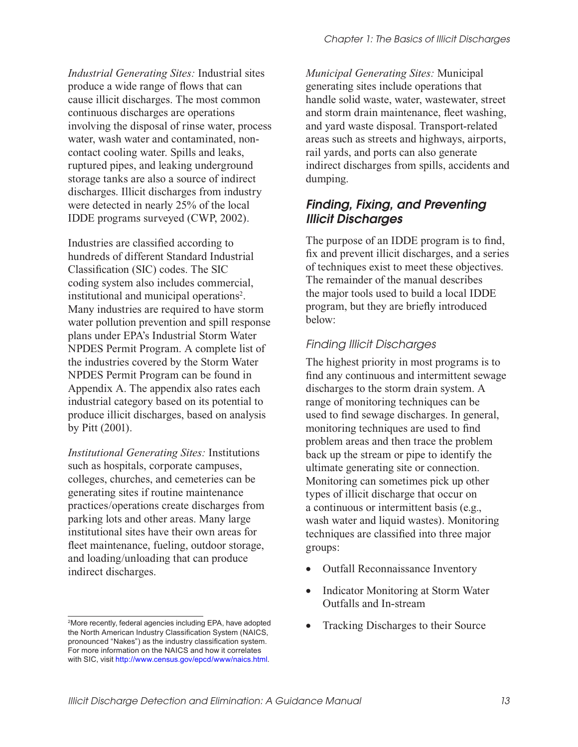*Industrial Generating Sites:* Industrial sites produce a wide range of flows that can cause illicit discharges. The most common continuous discharges are operations involving the disposal of rinse water, process water, wash water and contaminated, non-contact cooling water. Spills and leaks, ruptured pipes, and leaking underground storage tanks are also a source of indirect discharges. Illicit discharges from industry were detected in nearly 25% of the local IDDE programs surveyed (CWP, 2002).

Industries are classified according to hundreds of different Standard Industrial Classification (SIC) codes. The SIC coding system also includes commercial, institutional and municipal operations[2]. Many industries are required to have storm water pollution prevention and spill response plans under EPA's Industrial Storm Water NPDES Permit Program. A complete list of the industries covered by the Storm Water NPDES Permit Program can be found in Appendix A. The appendix also rates each industrial category based on its potential to produce illicit discharges, based on analysis by Pitt (2001).

*Institutional Generating Sites:* Institutions such as hospitals, corporate campuses, colleges, churches, and cemeteries can be generating sites if routine maintenance practices/operations create discharges from parking lots and other areas. Many large institutional sites have their own areas for fleet maintenance, fueling, outdoor storage, and loading/unloading that can produce indirect discharges.

*Municipal Generating Sites:* Municipal generating sites include operations that handle solid waste, water, wastewater, street and storm drain maintenance, fleet washing, and yard waste disposal. Transport-related areas such as streets and highways, airports, rail yards, and ports can also generate indirect discharges from spills, accidents and dumping.

## *Finding, Fixing, and Preventing Illicit Discharges*

The purpose of an IDDE program is to find, fix and prevent illicit discharges, and a series of techniques exist to meet these objectives. The remainder of the manual describes the major tools used to build a local IDDE program, but they are briefly introduced below:

### *Finding Illicit Discharges*

The highest priority in most programs is to find any continuous and intermittent sewage discharges to the storm drain system. A range of monitoring techniques can be used to find sewage discharges. In general, monitoring techniques are used to find problem areas and then trace the problem back up the stream or pipe to identify the ultimate generating site or connection. Monitoring can sometimes pick up other types of illicit discharge that occur on a continuous or intermittent basis (e.g., wash water and liquid wastes). Monitoring techniques are classified into three major groups:

- Outfall Reconnaissance Inventory
- Indicator Monitoring at Storm Water Outfalls and In-stream
- Tracking Discharges to their Source

[2] More recently, federal agencies including EPA, have adopted the North American Industry Classification System (NAICS, pronounced "Nakes") as the industry classification system. For more information on the NAICS and how it correlates with SIC, visit http://www.census.gov/epcd/www/naics.html.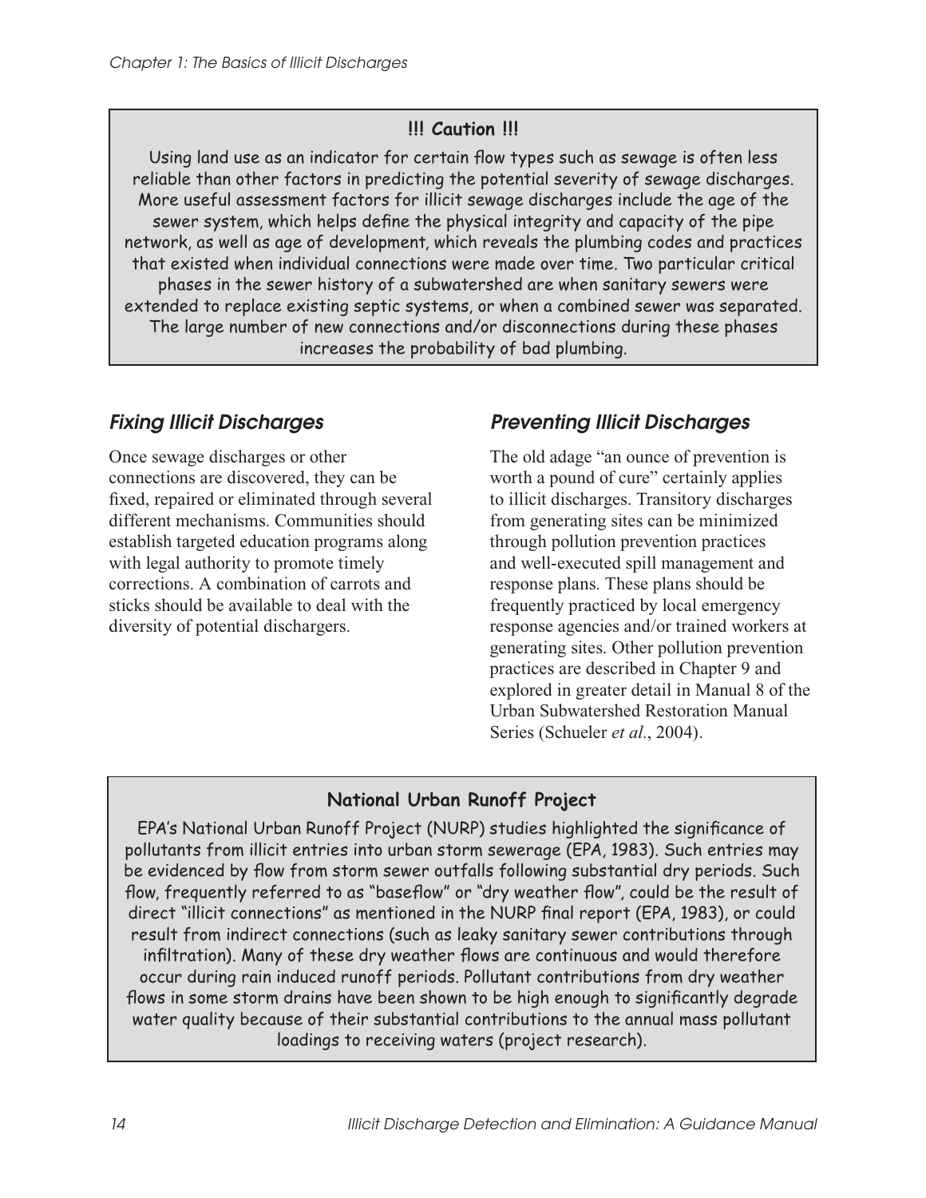**!!! Caution !!!**

Using land use as an indicator for certain flow types such as sewage is often less reliable than other factors in predicting the potential severity of sewage discharges. More useful assessment factors for illicit sewage discharges include the age of the sewer system, which helps define the physical integrity and capacity of the pipe network, as well as age of development, which reveals the plumbing codes and practices that existed when individual connections were made over time. Two particular critical phases in the sewer history of a subwatershed are when sanitary sewers were extended to replace existing septic systems, or when a combined sewer was separated. The large number of new connections and/or disconnections during these phases increases the probability of bad plumbing.

### *Fixing Illicit Discharges*

Once sewage discharges or other connections are discovered, they can be fixed, repaired or eliminated through several different mechanisms. Communities should establish targeted education programs along with legal authority to promote timely corrections. A combination of carrots and sticks should be available to deal with the diversity of potential dischargers.

### *Preventing Illicit Discharges*

The old adage "an ounce of prevention is worth a pound of cure" certainly applies to illicit discharges. Transitory discharges from generating sites can be minimized through pollution prevention practices and well-executed spill management and response plans. These plans should be frequently practiced by local emergency response agencies and/or trained workers at generating sites. Other pollution prevention practices are described in Chapter 9 and explored in greater detail in Manual 8 of the Urban Subwatershed Restoration Manual Series (Schueler *et al*., 2004).

**National Urban Runoff Project**

EPA's National Urban Runoff Project (NURP) studies highlighted the significance of pollutants from illicit entries into urban storm sewerage (EPA, 1983). Such entries may be evidenced by flow from storm sewer outfalls following substantial dry periods. Such flow, frequently referred to as "baseflow" or "dry weather flow", could be the result of direct "illicit connections" as mentioned in the NURP final report (EPA, 1983), or could result from indirect connections (such as leaky sanitary sewer contributions through infiltration). Many of these dry weather flows are continuous and would therefore occur during rain induced runoff periods. Pollutant contributions from dry weather flows in some storm drains have been shown to be high enough to significantly degrade water quality because of their substantial contributions to the annual mass pollutant loadings to receiving waters (project research).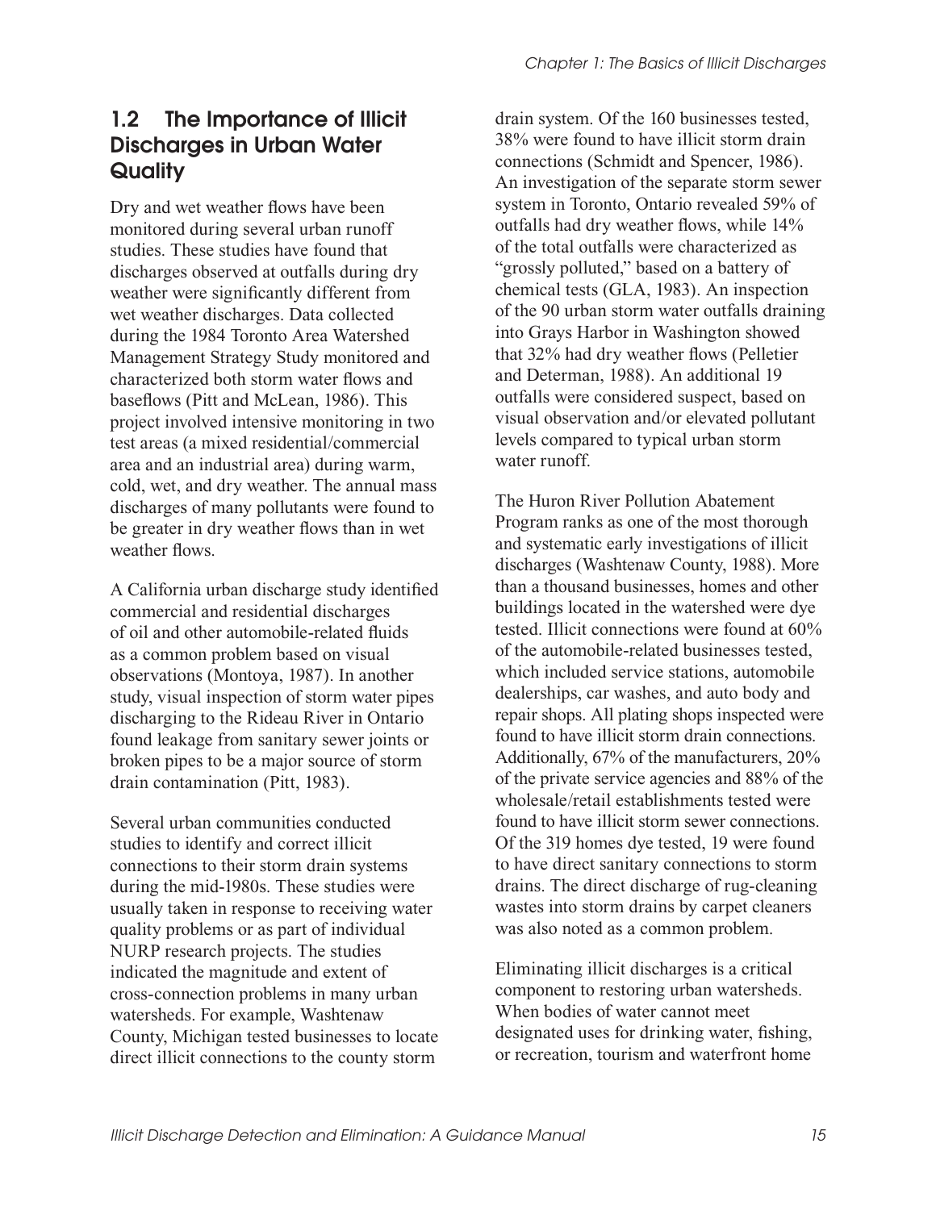## 1.2 The Importance of Illicit Discharges in Urban Water Quality

Dry and wet weather flows have been monitored during several urban runoff studies. These studies have found that discharges observed at outfalls during dry weather were significantly different from wet weather discharges. Data collected during the 1984 Toronto Area Watershed Management Strategy Study monitored and characterized both storm water flows and baseflows (Pitt and McLean, 1986). This project involved intensive monitoring in two test areas (a mixed residential/commercial area and an industrial area) during warm, cold, wet, and dry weather. The annual mass discharges of many pollutants were found to be greater in dry weather flows than in wet weather flows.

A California urban discharge study identified commercial and residential discharges of oil and other automobile-related fluids as a common problem based on visual observations (Montoya, 1987). In another study, visual inspection of storm water pipes discharging to the Rideau River in Ontario found leakage from sanitary sewer joints or broken pipes to be a major source of storm drain contamination (Pitt, 1983).

Several urban communities conducted studies to identify and correct illicit connections to their storm drain systems during the mid-1980s. These studies were usually taken in response to receiving water quality problems or as part of individual NURP research projects. The studies indicated the magnitude and extent of cross-connection problems in many urban watersheds. For example, Washtenaw County, Michigan tested businesses to locate direct illicit connections to the county storm drain system. Of the 160 businesses tested, 38% were found to have illicit storm drain connections (Schmidt and Spencer, 1986). An investigation of the separate storm sewer system in Toronto, Ontario revealed 59% of outfalls had dry weather flows, while 14% of the total outfalls were characterized as "grossly polluted," based on a battery of chemical tests (GLA, 1983). An inspection of the 90 urban storm water outfalls draining into Grays Harbor in Washington showed that 32% had dry weather flows (Pelletier and Determan, 1988). An additional 19 outfalls were considered suspect, based on visual observation and/or elevated pollutant levels compared to typical urban storm water runoff.

The Huron River Pollution Abatement Program ranks as one of the most thorough and systematic early investigations of illicit discharges (Washtenaw County, 1988). More than a thousand businesses, homes and other buildings located in the watershed were dye tested. Illicit connections were found at 60% of the automobile-related businesses tested, which included service stations, automobile dealerships, car washes, and auto body and repair shops. All plating shops inspected were found to have illicit storm drain connections. Additionally, 67% of the manufacturers, 20% of the private service agencies and 88% of the wholesale/retail establishments tested were found to have illicit storm sewer connections. Of the 319 homes dye tested, 19 were found to have direct sanitary connections to storm drains. The direct discharge of rug-cleaning wastes into storm drains by carpet cleaners was also noted as a common problem.

Eliminating illicit discharges is a critical component to restoring urban watersheds. When bodies of water cannot meet designated uses for drinking water, fishing, or recreation, tourism and waterfront home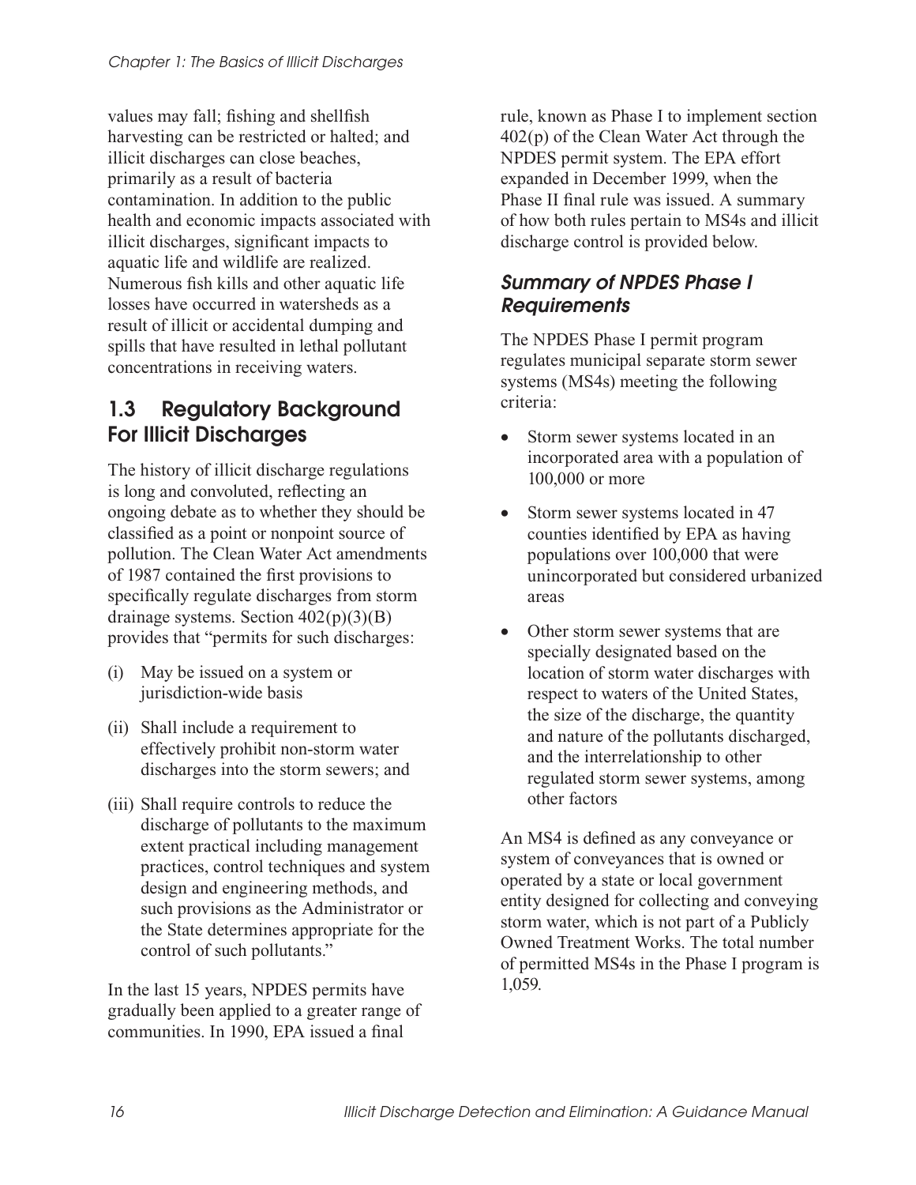values may fall; fishing and shellfish harvesting can be restricted or halted; and illicit discharges can close beaches, primarily as a result of bacteria contamination. In addition to the public health and economic impacts associated with illicit discharges, significant impacts to aquatic life and wildlife are realized. Numerous fish kills and other aquatic life losses have occurred in watersheds as a result of illicit or accidental dumping and spills that have resulted in lethal pollutant concentrations in receiving waters.

## 1.3 Regulatory Background For Illicit Discharges

The history of illicit discharge regulations is long and convoluted, reflecting an ongoing debate as to whether they should be classified as a point or nonpoint source of pollution. The Clean Water Act amendments of 1987 contained the first provisions to specifically regulate discharges from storm drainage systems. Section 402(p)(3)(B) provides that "permits for such discharges:

(i) May be issued on a system or jurisdiction-wide basis

(ii) Shall include a requirement to effectively prohibit non-storm water discharges into the storm sewers; and

(iii) Shall require controls to reduce the discharge of pollutants to the maximum extent practical including management practices, control techniques and system design and engineering methods, and such provisions as the Administrator or the State determines appropriate for the control of such pollutants."

In the last 15 years, NPDES permits have gradually been applied to a greater range of communities. In 1990, EPA issued a final rule, known as Phase I to implement section 402(p) of the Clean Water Act through the NPDES permit system. The EPA effort expanded in December 1999, when the Phase II final rule was issued. A summary of how both rules pertain to MS4s and illicit discharge control is provided below.

### *Summary of NPDES Phase I Requirements*

The NPDES Phase I permit program regulates municipal separate storm sewer systems (MS4s) meeting the following criteria:

- Storm sewer systems located in an incorporated area with a population of 100,000 or more
- Storm sewer systems located in 47 counties identified by EPA as having populations over 100,000 that were unincorporated but considered urbanized areas
- Other storm sewer systems that are specially designated based on the location of storm water discharges with respect to waters of the United States, the size of the discharge, the quantity and nature of the pollutants discharged, and the interrelationship to other regulated storm sewer systems, among other factors

An MS4 is defined as any conveyance or system of conveyances that is owned or operated by a state or local government entity designed for collecting and conveying storm water, which is not part of a Publicly Owned Treatment Works. The total number of permitted MS4s in the Phase I program is 1,059.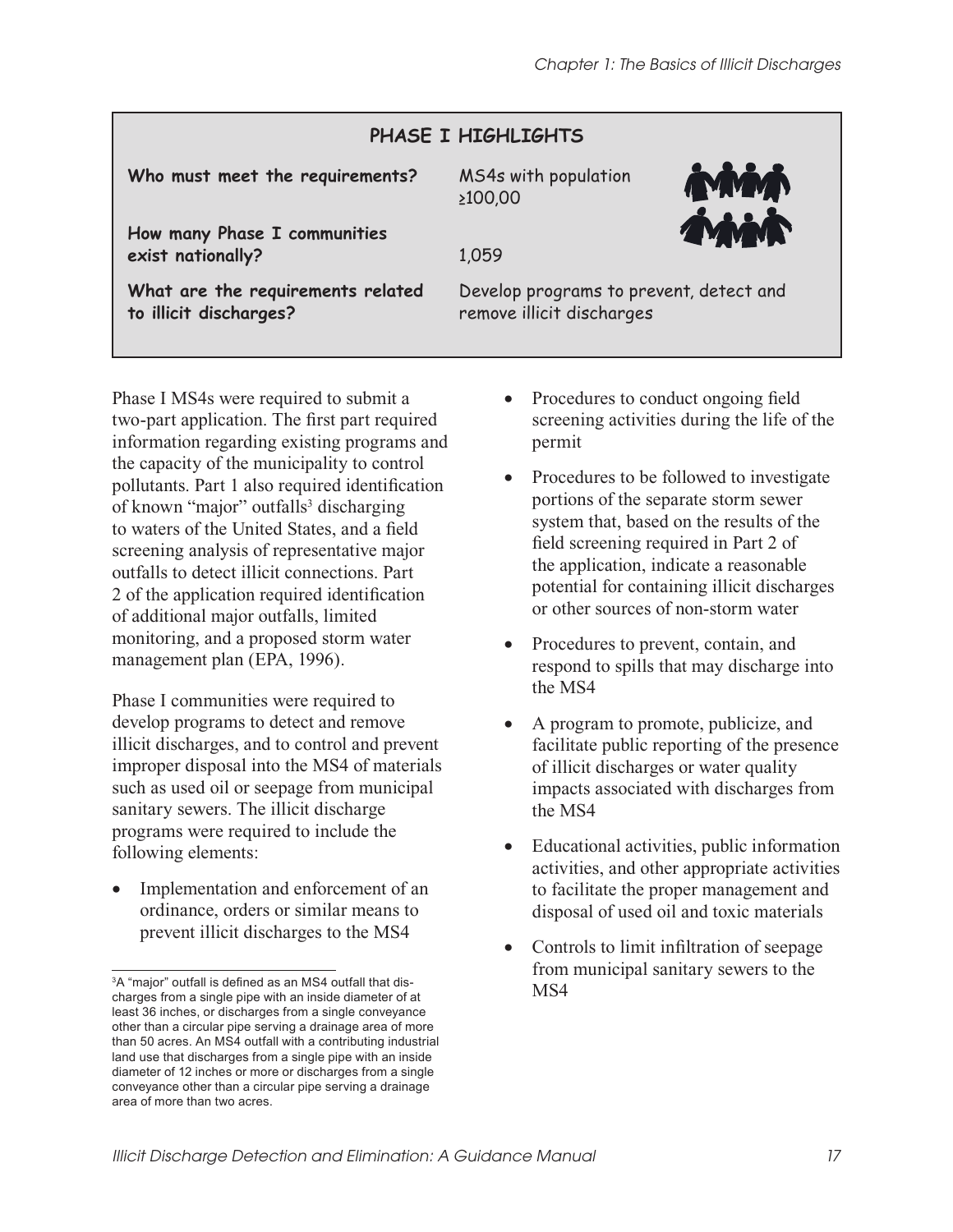## PHASE I HIGHLIGHTS

| | |
|---|---|
| **Who must meet the requirements?** | MS4s with population ≥100,00 |
| **How many Phase I communities exist nationally?** | 1,059 |
| **What are the requirements related to illicit discharges?** | Develop programs to prevent, detect and remove illicit discharges |

Phase I MS4s were required to submit a two-part application. The first part required information regarding existing programs and the capacity of the municipality to control pollutants. Part 1 also required identification of known "major" outfalls[3] discharging to waters of the United States, and a field screening analysis of representative major outfalls to detect illicit connections. Part 2 of the application required identification of additional major outfalls, limited monitoring, and a proposed storm water management plan (EPA, 1996).

Phase I communities were required to develop programs to detect and remove illicit discharges, and to control and prevent improper disposal into the MS4 of materials such as used oil or seepage from municipal sanitary sewers. The illicit discharge programs were required to include the following elements:

- Implementation and enforcement of an ordinance, orders or similar means to prevent illicit discharges to the MS4
- Procedures to conduct ongoing field screening activities during the life of the permit
- Procedures to be followed to investigate portions of the separate storm sewer system that, based on the results of the field screening required in Part 2 of the application, indicate a reasonable potential for containing illicit discharges or other sources of non-storm water
- Procedures to prevent, contain, and respond to spills that may discharge into the MS4
- A program to promote, publicize, and facilitate public reporting of the presence of illicit discharges or water quality impacts associated with discharges from the MS4
- Educational activities, public information activities, and other appropriate activities to facilitate the proper management and disposal of used oil and toxic materials
- Controls to limit infiltration of seepage from municipal sanitary sewers to the MS4

[3] A "major" outfall is defined as an MS4 outfall that discharges from a single pipe with an inside diameter of at least 36 inches, or discharges from a single conveyance other than a circular pipe serving a drainage area of more than 50 acres. An MS4 outfall with a contributing industrial land use that discharges from a single pipe with an inside diameter of 12 inches or more or discharges from a single conveyance other than a circular pipe serving a drainage area of more than two acres.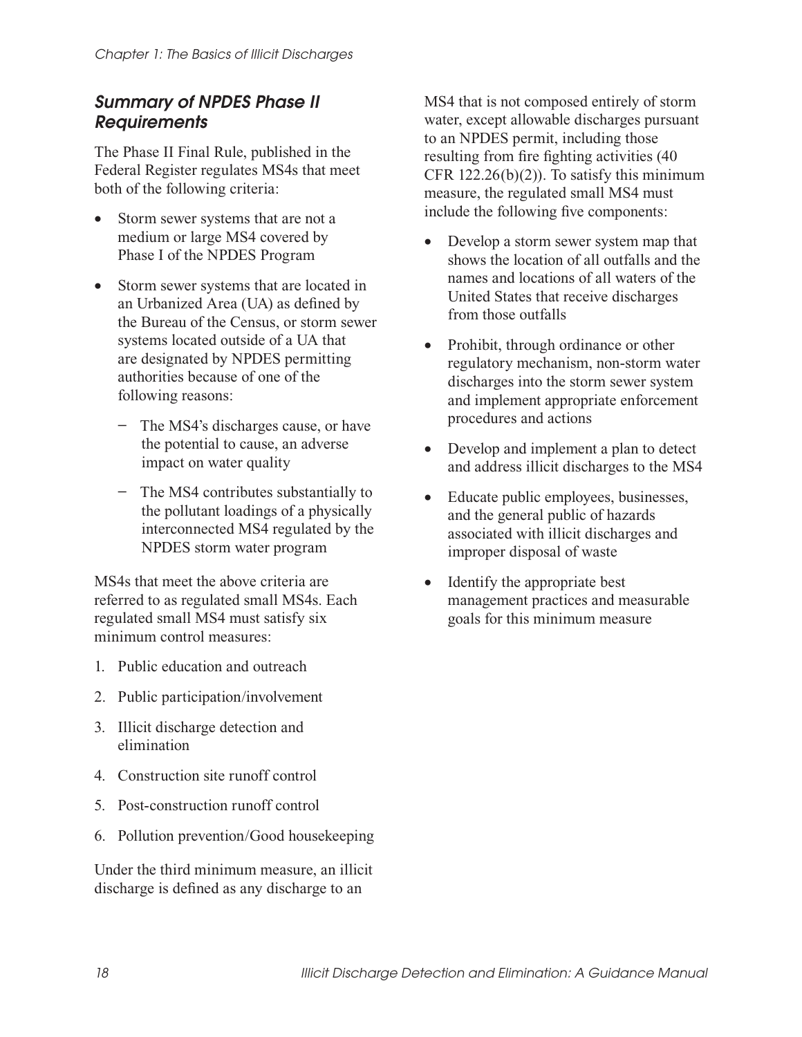### *Summary of NPDES Phase II Requirements*

The Phase II Final Rule, published in the Federal Register regulates MS4s that meet both of the following criteria:

- Storm sewer systems that are not a medium or large MS4 covered by Phase I of the NPDES Program
- Storm sewer systems that are located in an Urbanized Area (UA) as defined by the Bureau of the Census, or storm sewer systems located outside of a UA that are designated by NPDES permitting authorities because of one of the following reasons:
  - The MS4's discharges cause, or have the potential to cause, an adverse impact on water quality
  - The MS4 contributes substantially to the pollutant loadings of a physically interconnected MS4 regulated by the NPDES storm water program

MS4s that meet the above criteria are referred to as regulated small MS4s. Each regulated small MS4 must satisfy six minimum control measures:

1. Public education and outreach
2. Public participation/involvement
3. Illicit discharge detection and elimination
4. Construction site runoff control
5. Post-construction runoff control
6. Pollution prevention/Good housekeeping

Under the third minimum measure, an illicit discharge is defined as any discharge to an MS4 that is not composed entirely of storm water, except allowable discharges pursuant to an NPDES permit, including those resulting from fire fighting activities (40 CFR 122.26(b)(2)). To satisfy this minimum measure, the regulated small MS4 must include the following five components:

- Develop a storm sewer system map that shows the location of all outfalls and the names and locations of all waters of the United States that receive discharges from those outfalls
- Prohibit, through ordinance or other regulatory mechanism, non-storm water discharges into the storm sewer system and implement appropriate enforcement procedures and actions
- Develop and implement a plan to detect and address illicit discharges to the MS4
- Educate public employees, businesses, and the general public of hazards associated with illicit discharges and improper disposal of waste
- Identify the appropriate best management practices and measurable goals for this minimum measure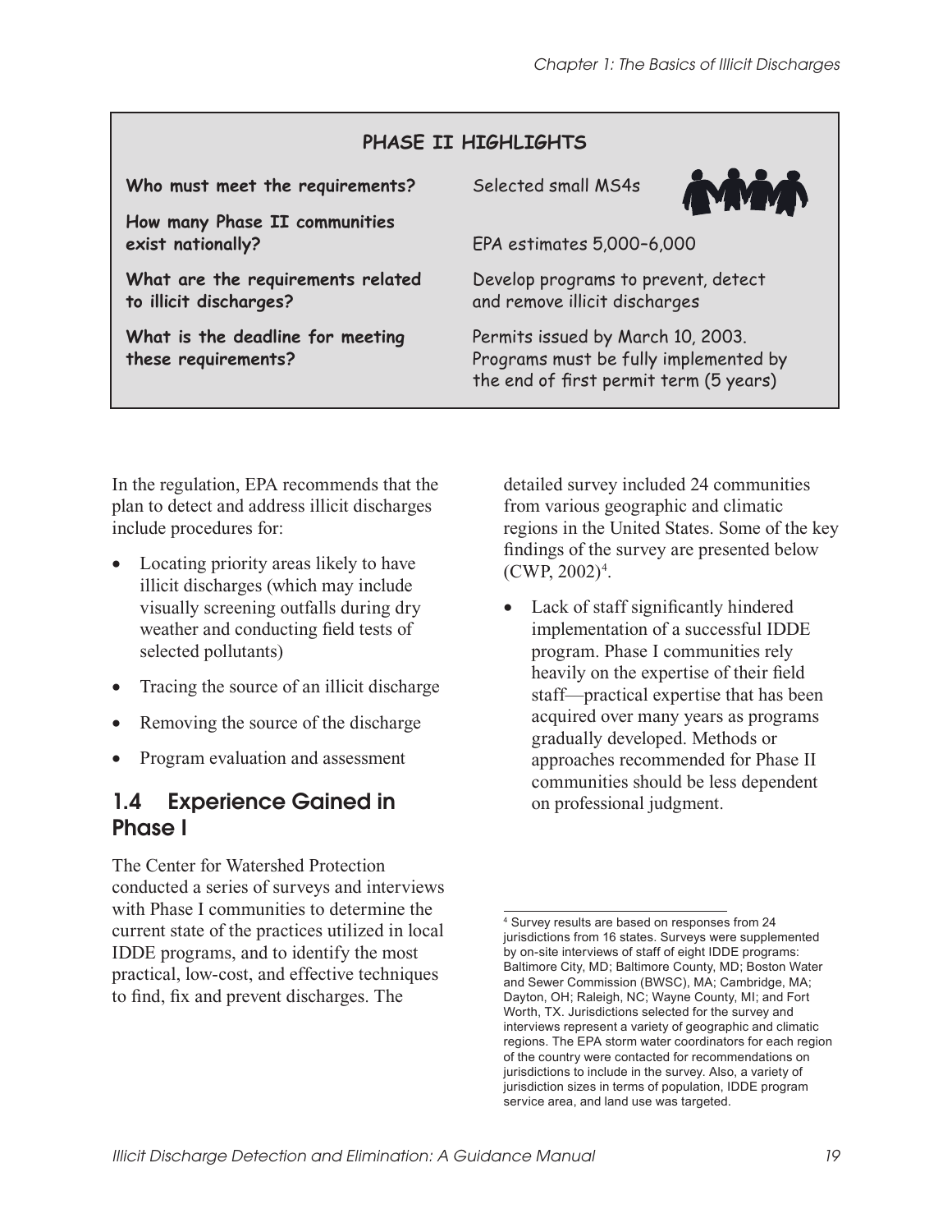**PHASE II HIGHLIGHTS**

| | |
|---|---|
| **Who must meet the requirements?** | Selected small MS4s |
| **How many Phase II communities exist nationally?** | EPA estimates 5,000–6,000 |
| **What are the requirements related to illicit discharges?** | Develop programs to prevent, detect and remove illicit discharges |
| **What is the deadline for meeting these requirements?** | Permits issued by March 10, 2003. Programs must be fully implemented by the end of first permit term (5 years) |

In the regulation, EPA recommends that the plan to detect and address illicit discharges include procedures for:

- Locating priority areas likely to have illicit discharges (which may include visually screening outfalls during dry weather and conducting field tests of selected pollutants)
- Tracing the source of an illicit discharge
- Removing the source of the discharge
- Program evaluation and assessment

## 1.4 Experience Gained in Phase I

The Center for Watershed Protection conducted a series of surveys and interviews with Phase I communities to determine the current state of the practices utilized in local IDDE programs, and to identify the most practical, low-cost, and effective techniques to find, fix and prevent discharges. The detailed survey included 24 communities from various geographic and climatic regions in the United States. Some of the key findings of the survey are presented below (CWP, 2002)[4].

- Lack of staff significantly hindered implementation of a successful IDDE program. Phase I communities rely heavily on the expertise of their field staff—practical expertise that has been acquired over many years as programs gradually developed. Methods or approaches recommended for Phase II communities should be less dependent on professional judgment.

[4] Survey results are based on responses from 24 jurisdictions from 16 states. Surveys were supplemented by on-site interviews of staff of eight IDDE programs: Baltimore City, MD; Baltimore County, MD; Boston Water and Sewer Commission (BWSC), MA; Cambridge, MA; Dayton, OH; Raleigh, NC; Wayne County, MI; and Fort Worth, TX. Jurisdictions selected for the survey and interviews represent a variety of geographic and climatic regions. The EPA storm water coordinators for each region of the country were contacted for recommendations on jurisdictions to include in the survey. Also, a variety of jurisdiction sizes in terms of population, IDDE program service area, and land use was targeted.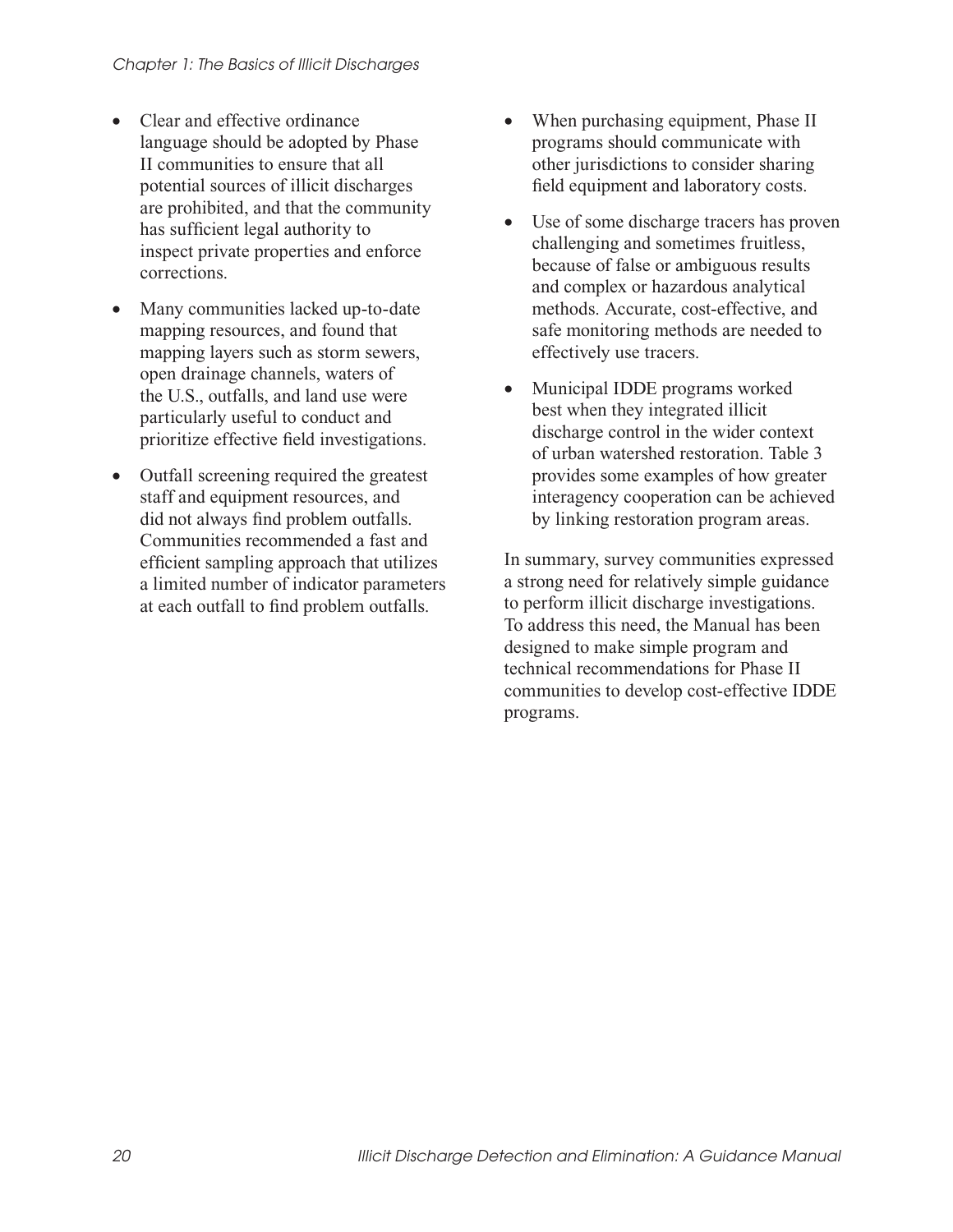- Clear and effective ordinance language should be adopted by Phase II communities to ensure that all potential sources of illicit discharges are prohibited, and that the community has sufficient legal authority to inspect private properties and enforce corrections.
- Many communities lacked up-to-date mapping resources, and found that mapping layers such as storm sewers, open drainage channels, waters of the U.S., outfalls, and land use were particularly useful to conduct and prioritize effective field investigations.
- Outfall screening required the greatest staff and equipment resources, and did not always find problem outfalls. Communities recommended a fast and efficient sampling approach that utilizes a limited number of indicator parameters at each outfall to find problem outfalls.
- When purchasing equipment, Phase II programs should communicate with other jurisdictions to consider sharing field equipment and laboratory costs.
- Use of some discharge tracers has proven challenging and sometimes fruitless, because of false or ambiguous results and complex or hazardous analytical methods. Accurate, cost-effective, and safe monitoring methods are needed to effectively use tracers.
- Municipal IDDE programs worked best when they integrated illicit discharge control in the wider context of urban watershed restoration. Table 3 provides some examples of how greater interagency cooperation can be achieved by linking restoration program areas.

In summary, survey communities expressed a strong need for relatively simple guidance to perform illicit discharge investigations. To address this need, the Manual has been designed to make simple program and technical recommendations for Phase II communities to develop cost-effective IDDE programs.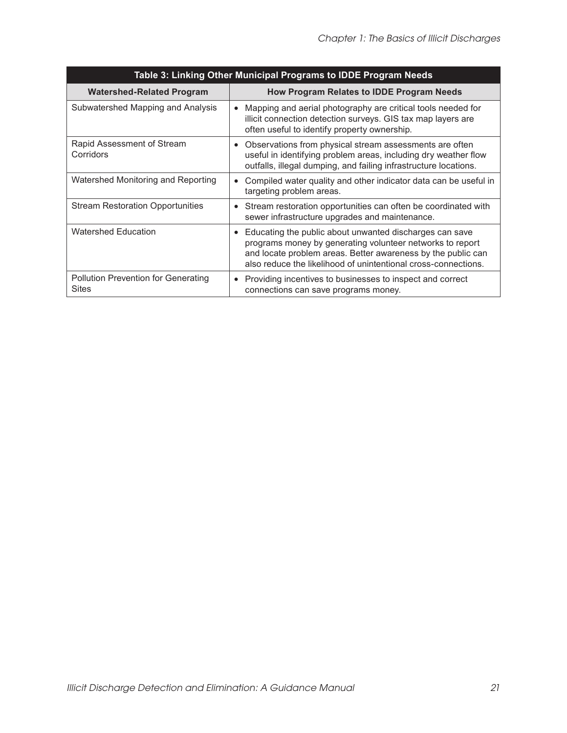| Table 3: Linking Other Municipal Programs to IDDE Program Needs | |
|---|---|
| **Watershed-Related Program** | **How Program Relates to IDDE Program Needs** |
| Subwatershed Mapping and Analysis | • Mapping and aerial photography are critical tools needed for illicit connection detection surveys. GIS tax map layers are often useful to identify property ownership. |
| Rapid Assessment of Stream Corridors | • Observations from physical stream assessments are often useful in identifying problem areas, including dry weather flow outfalls, illegal dumping, and failing infrastructure locations. |
| Watershed Monitoring and Reporting | • Compiled water quality and other indicator data can be useful in targeting problem areas. |
| Stream Restoration Opportunities | • Stream restoration opportunities can often be coordinated with sewer infrastructure upgrades and maintenance. |
| Watershed Education | • Educating the public about unwanted discharges can save programs money by generating volunteer networks to report and locate problem areas. Better awareness by the public can also reduce the likelihood of unintentional cross-connections. |
| Pollution Prevention for Generating Sites | • Providing incentives to businesses to inspect and correct connections can save programs money. |